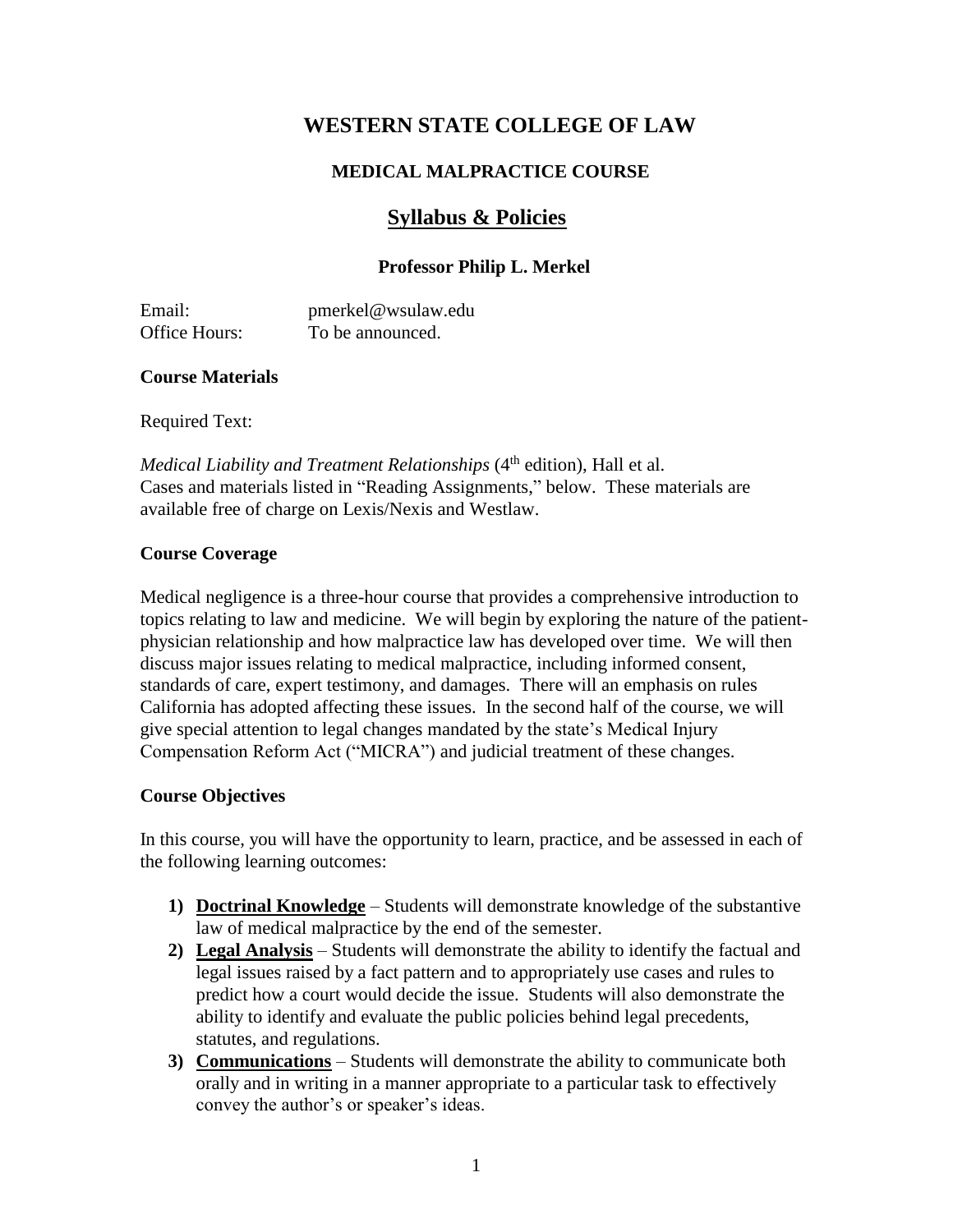# WESTERN STATE COLLEGE OF LAW

## MEDICAL MALPRACTICE COURSE

## Syllabus & Policies

### Professor Philip L. Merkel

Email: pmerkel@wsulaw.edu
Office Hours: To be announced.

**Course Materials**

Required Text:

*Medical Liability and Treatment Relationships* (4th edition), Hall et al.
Cases and materials listed in "Reading Assignments," below. These materials are available free of charge on Lexis/Nexis and Westlaw.

**Course Coverage**

Medical negligence is a three-hour course that provides a comprehensive introduction to topics relating to law and medicine. We will begin by exploring the nature of the patient-physician relationship and how malpractice law has developed over time. We will then discuss major issues relating to medical malpractice, including informed consent, standards of care, expert testimony, and damages. There will an emphasis on rules California has adopted affecting these issues. In the second half of the course, we will give special attention to legal changes mandated by the state's Medical Injury Compensation Reform Act ("MICRA") and judicial treatment of these changes.

**Course Objectives**

In this course, you will have the opportunity to learn, practice, and be assessed in each of the following learning outcomes:

1) **Doctrinal Knowledge** – Students will demonstrate knowledge of the substantive law of medical malpractice by the end of the semester.
2) **Legal Analysis** – Students will demonstrate the ability to identify the factual and legal issues raised by a fact pattern and to appropriately use cases and rules to predict how a court would decide the issue. Students will also demonstrate the ability to identify and evaluate the public policies behind legal precedents, statutes, and regulations.
3) **Communications** – Students will demonstrate the ability to communicate both orally and in writing in a manner appropriate to a particular task to effectively convey the author's or speaker's ideas.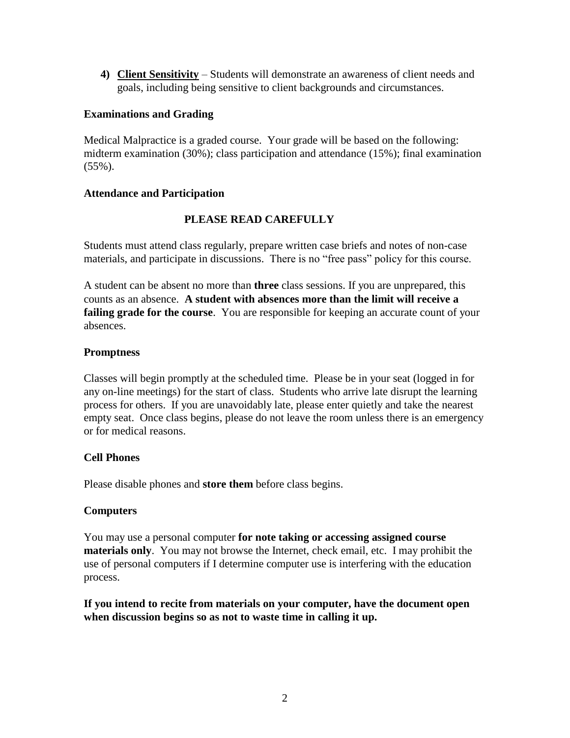4) **Client Sensitivity** – Students will demonstrate an awareness of client needs and goals, including being sensitive to client backgrounds and circumstances.

**Examinations and Grading**

Medical Malpractice is a graded course. Your grade will be based on the following: midterm examination (30%); class participation and attendance (15%); final examination (55%).

**Attendance and Participation**

**PLEASE READ CAREFULLY**

Students must attend class regularly, prepare written case briefs and notes of non-case materials, and participate in discussions. There is no "free pass" policy for this course.

A student can be absent no more than **three** class sessions. If you are unprepared, this counts as an absence. **A student with absences more than the limit will receive a failing grade for the course**. You are responsible for keeping an accurate count of your absences.

**Promptness**

Classes will begin promptly at the scheduled time. Please be in your seat (logged in for any on-line meetings) for the start of class. Students who arrive late disrupt the learning process for others. If you are unavoidably late, please enter quietly and take the nearest empty seat. Once class begins, please do not leave the room unless there is an emergency or for medical reasons.

**Cell Phones**

Please disable phones and **store them** before class begins.

**Computers**

You may use a personal computer **for note taking or accessing assigned course materials only**. You may not browse the Internet, check email, etc. I may prohibit the use of personal computers if I determine computer use is interfering with the education process.

**If you intend to recite from materials on your computer, have the document open when discussion begins so as not to waste time in calling it up.**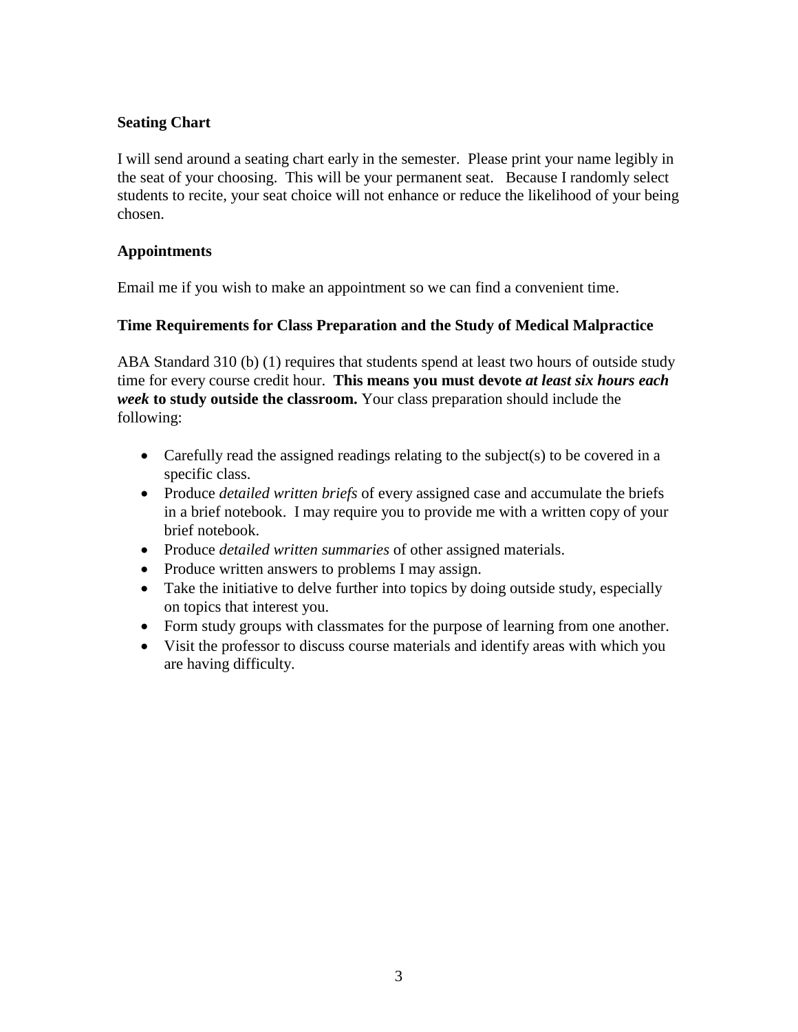### Seating Chart

I will send around a seating chart early in the semester. Please print your name legibly in the seat of your choosing. This will be your permanent seat. Because I randomly select students to recite, your seat choice will not enhance or reduce the likelihood of your being chosen.

### Appointments

Email me if you wish to make an appointment so we can find a convenient time.

### Time Requirements for Class Preparation and the Study of Medical Malpractice

ABA Standard 310 (b) (1) requires that students spend at least two hours of outside study time for every course credit hour. **This means you must devote *at least six hours each week* to study outside the classroom.** Your class preparation should include the following:

- Carefully read the assigned readings relating to the subject(s) to be covered in a specific class.
- Produce *detailed written briefs* of every assigned case and accumulate the briefs in a brief notebook. I may require you to provide me with a written copy of your brief notebook.
- Produce *detailed written summaries* of other assigned materials.
- Produce written answers to problems I may assign.
- Take the initiative to delve further into topics by doing outside study, especially on topics that interest you.
- Form study groups with classmates for the purpose of learning from one another.
- Visit the professor to discuss course materials and identify areas with which you are having difficulty.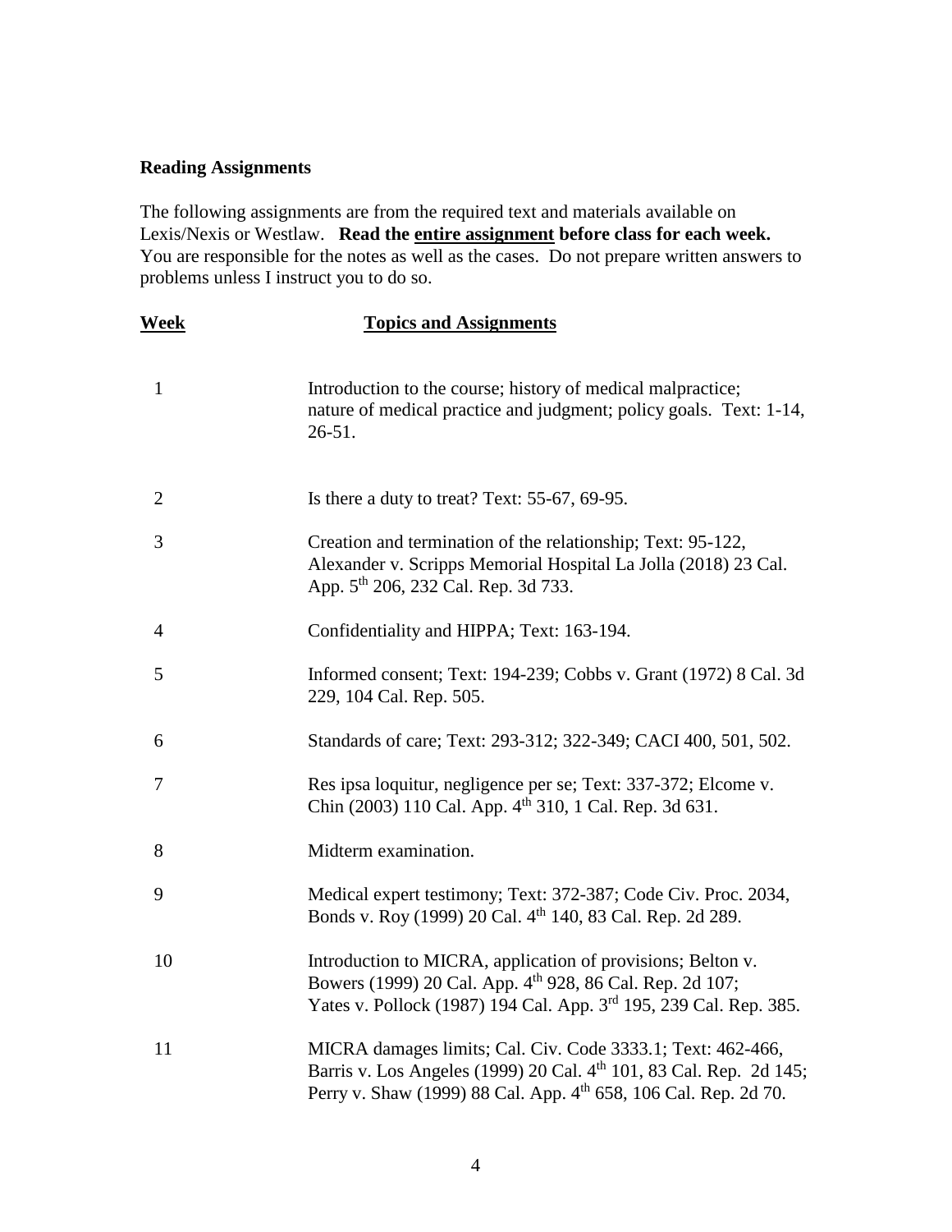**Reading Assignments**

The following assignments are from the required text and materials available on Lexis/Nexis or Westlaw. **Read the <u>entire assignment</u> before class for each week.** You are responsible for the notes as well as the cases. Do not prepare written answers to problems unless I instruct you to do so.

| <u>Week</u> | <u>Topics and Assignments</u> |
|---|---|
| 1 | Introduction to the course; history of medical malpractice; nature of medical practice and judgment; policy goals. Text: 1-14, 26-51. |
| 2 | Is there a duty to treat? Text: 55-67, 69-95. |
| 3 | Creation and termination of the relationship; Text: 95-122, Alexander v. Scripps Memorial Hospital La Jolla (2018) 23 Cal. App. 5th 206, 232 Cal. Rep. 3d 733. |
| 4 | Confidentiality and HIPPA; Text: 163-194. |
| 5 | Informed consent; Text: 194-239; Cobbs v. Grant (1972) 8 Cal. 3d 229, 104 Cal. Rep. 505. |
| 6 | Standards of care; Text: 293-312; 322-349; CACI 400, 501, 502. |
| 7 | Res ipsa loquitur, negligence per se; Text: 337-372; Elcome v. Chin (2003) 110 Cal. App. 4th 310, 1 Cal. Rep. 3d 631. |
| 8 | Midterm examination. |
| 9 | Medical expert testimony; Text: 372-387; Code Civ. Proc. 2034, Bonds v. Roy (1999) 20 Cal. 4th 140, 83 Cal. Rep. 2d 289. |
| 10 | Introduction to MICRA, application of provisions; Belton v. Bowers (1999) 20 Cal. App. 4th 928, 86 Cal. Rep. 2d 107; Yates v. Pollock (1987) 194 Cal. App. 3rd 195, 239 Cal. Rep. 385. |
| 11 | MICRA damages limits; Cal. Civ. Code 3333.1; Text: 462-466, Barris v. Los Angeles (1999) 20 Cal. 4th 101, 83 Cal. Rep. 2d 145; Perry v. Shaw (1999) 88 Cal. App. 4th 658, 106 Cal. Rep. 2d 70. |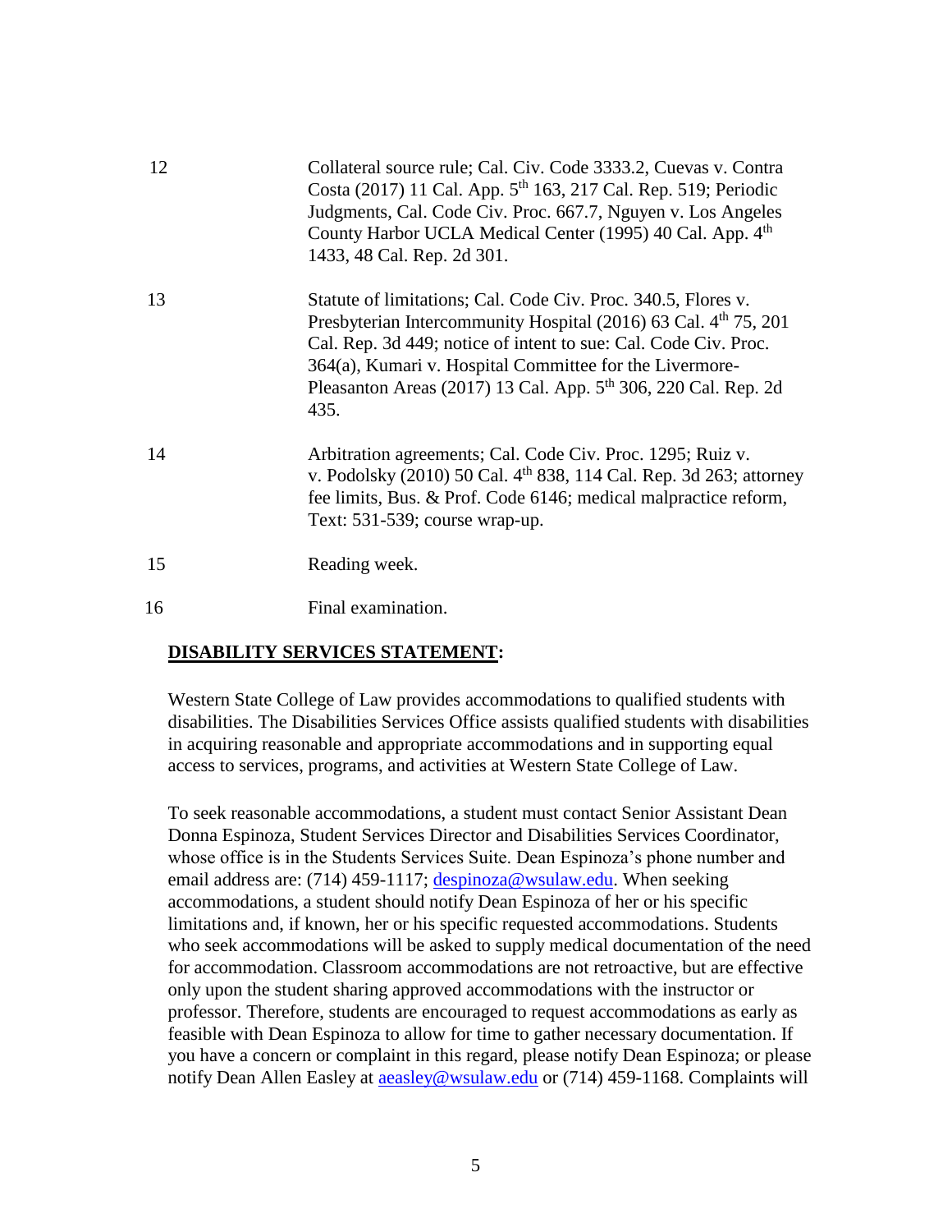| | |
|---|---|
| 12 | Collateral source rule; Cal. Civ. Code 3333.2, Cuevas v. Contra Costa (2017) 11 Cal. App. 5th 163, 217 Cal. Rep. 519; Periodic Judgments, Cal. Code Civ. Proc. 667.7, Nguyen v. Los Angeles County Harbor UCLA Medical Center (1995) 40 Cal. App. 4th 1433, 48 Cal. Rep. 2d 301. |
| 13 | Statute of limitations; Cal. Code Civ. Proc. 340.5, Flores v. Presbyterian Intercommunity Hospital (2016) 63 Cal. 4th 75, 201 Cal. Rep. 3d 449; notice of intent to sue: Cal. Code Civ. Proc. 364(a), Kumari v. Hospital Committee for the Livermore-Pleasanton Areas (2017) 13 Cal. App. 5th 306, 220 Cal. Rep. 2d 435. |
| 14 | Arbitration agreements; Cal. Code Civ. Proc. 1295; Ruiz v. v. Podolsky (2010) 50 Cal. 4th 838, 114 Cal. Rep. 3d 263; attorney fee limits, Bus. & Prof. Code 6146; medical malpractice reform, Text: 531-539; course wrap-up. |
| 15 | Reading week. |
| 16 | Final examination. |

## **DISABILITY SERVICES STATEMENT:**

Western State College of Law provides accommodations to qualified students with disabilities. The Disabilities Services Office assists qualified students with disabilities in acquiring reasonable and appropriate accommodations and in supporting equal access to services, programs, and activities at Western State College of Law.

To seek reasonable accommodations, a student must contact Senior Assistant Dean Donna Espinoza, Student Services Director and Disabilities Services Coordinator, whose office is in the Students Services Suite. Dean Espinoza's phone number and email address are: (714) 459-1117; despinoza@wsulaw.edu. When seeking accommodations, a student should notify Dean Espinoza of her or his specific limitations and, if known, her or his specific requested accommodations. Students who seek accommodations will be asked to supply medical documentation of the need for accommodation. Classroom accommodations are not retroactive, but are effective only upon the student sharing approved accommodations with the instructor or professor. Therefore, students are encouraged to request accommodations as early as feasible with Dean Espinoza to allow for time to gather necessary documentation. If you have a concern or complaint in this regard, please notify Dean Espinoza; or please notify Dean Allen Easley at aeasley@wsulaw.edu or (714) 459-1168. Complaints will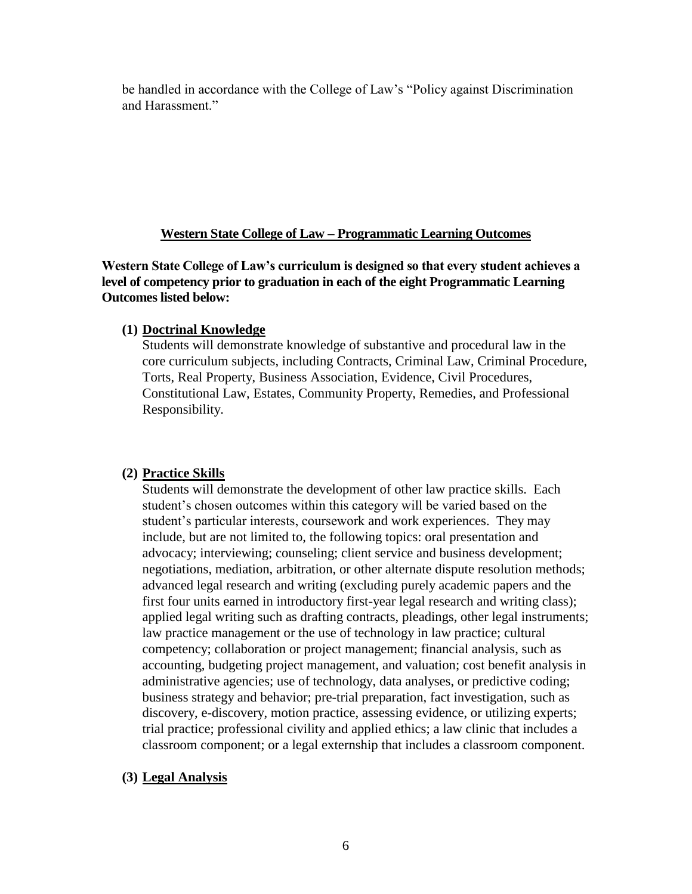be handled in accordance with the College of Law's "Policy against Discrimination and Harassment."

## Western State College of Law – Programmatic Learning Outcomes

**Western State College of Law's curriculum is designed so that every student achieves a level of competency prior to graduation in each of the eight Programmatic Learning Outcomes listed below:**

**(1) Doctrinal Knowledge**

Students will demonstrate knowledge of substantive and procedural law in the core curriculum subjects, including Contracts, Criminal Law, Criminal Procedure, Torts, Real Property, Business Association, Evidence, Civil Procedures, Constitutional Law, Estates, Community Property, Remedies, and Professional Responsibility.

**(2) Practice Skills**

Students will demonstrate the development of other law practice skills. Each student's chosen outcomes within this category will be varied based on the student's particular interests, coursework and work experiences. They may include, but are not limited to, the following topics: oral presentation and advocacy; interviewing; counseling; client service and business development; negotiations, mediation, arbitration, or other alternate dispute resolution methods; advanced legal research and writing (excluding purely academic papers and the first four units earned in introductory first-year legal research and writing class); applied legal writing such as drafting contracts, pleadings, other legal instruments; law practice management or the use of technology in law practice; cultural competency; collaboration or project management; financial analysis, such as accounting, budgeting project management, and valuation; cost benefit analysis in administrative agencies; use of technology, data analyses, or predictive coding; business strategy and behavior; pre-trial preparation, fact investigation, such as discovery, e-discovery, motion practice, assessing evidence, or utilizing experts; trial practice; professional civility and applied ethics; a law clinic that includes a classroom component; or a legal externship that includes a classroom component.

**(3) Legal Analysis**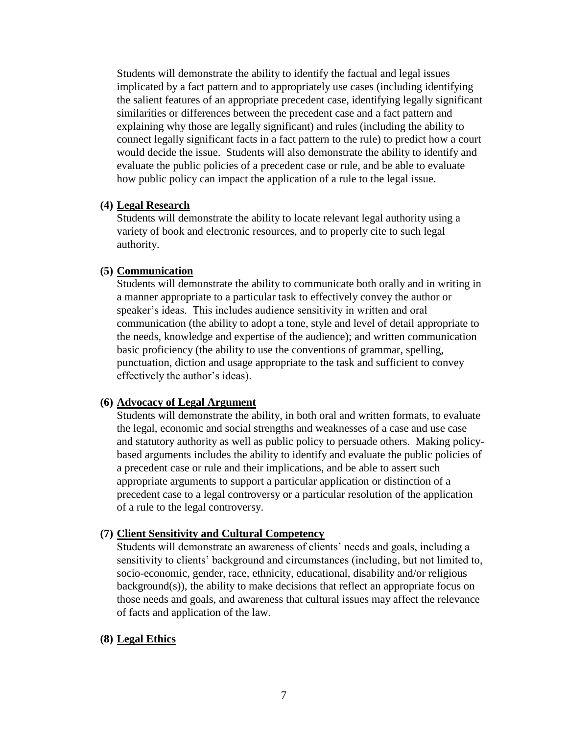Students will demonstrate the ability to identify the factual and legal issues implicated by a fact pattern and to appropriately use cases (including identifying the salient features of an appropriate precedent case, identifying legally significant similarities or differences between the precedent case and a fact pattern and explaining why those are legally significant) and rules (including the ability to connect legally significant facts in a fact pattern to the rule) to predict how a court would decide the issue. Students will also demonstrate the ability to identify and evaluate the public policies of a precedent case or rule, and be able to evaluate how public policy can impact the application of a rule to the legal issue.

**(4) Legal Research**

Students will demonstrate the ability to locate relevant legal authority using a variety of book and electronic resources, and to properly cite to such legal authority.

**(5) Communication**

Students will demonstrate the ability to communicate both orally and in writing in a manner appropriate to a particular task to effectively convey the author or speaker's ideas. This includes audience sensitivity in written and oral communication (the ability to adopt a tone, style and level of detail appropriate to the needs, knowledge and expertise of the audience); and written communication basic proficiency (the ability to use the conventions of grammar, spelling, punctuation, diction and usage appropriate to the task and sufficient to convey effectively the author's ideas).

**(6) Advocacy of Legal Argument**

Students will demonstrate the ability, in both oral and written formats, to evaluate the legal, economic and social strengths and weaknesses of a case and use case and statutory authority as well as public policy to persuade others. Making policy-based arguments includes the ability to identify and evaluate the public policies of a precedent case or rule and their implications, and be able to assert such appropriate arguments to support a particular application or distinction of a precedent case to a legal controversy or a particular resolution of the application of a rule to the legal controversy.

**(7) Client Sensitivity and Cultural Competency**

Students will demonstrate an awareness of clients' needs and goals, including a sensitivity to clients' background and circumstances (including, but not limited to, socio-economic, gender, race, ethnicity, educational, disability and/or religious background(s)), the ability to make decisions that reflect an appropriate focus on those needs and goals, and awareness that cultural issues may affect the relevance of facts and application of the law.

**(8) Legal Ethics**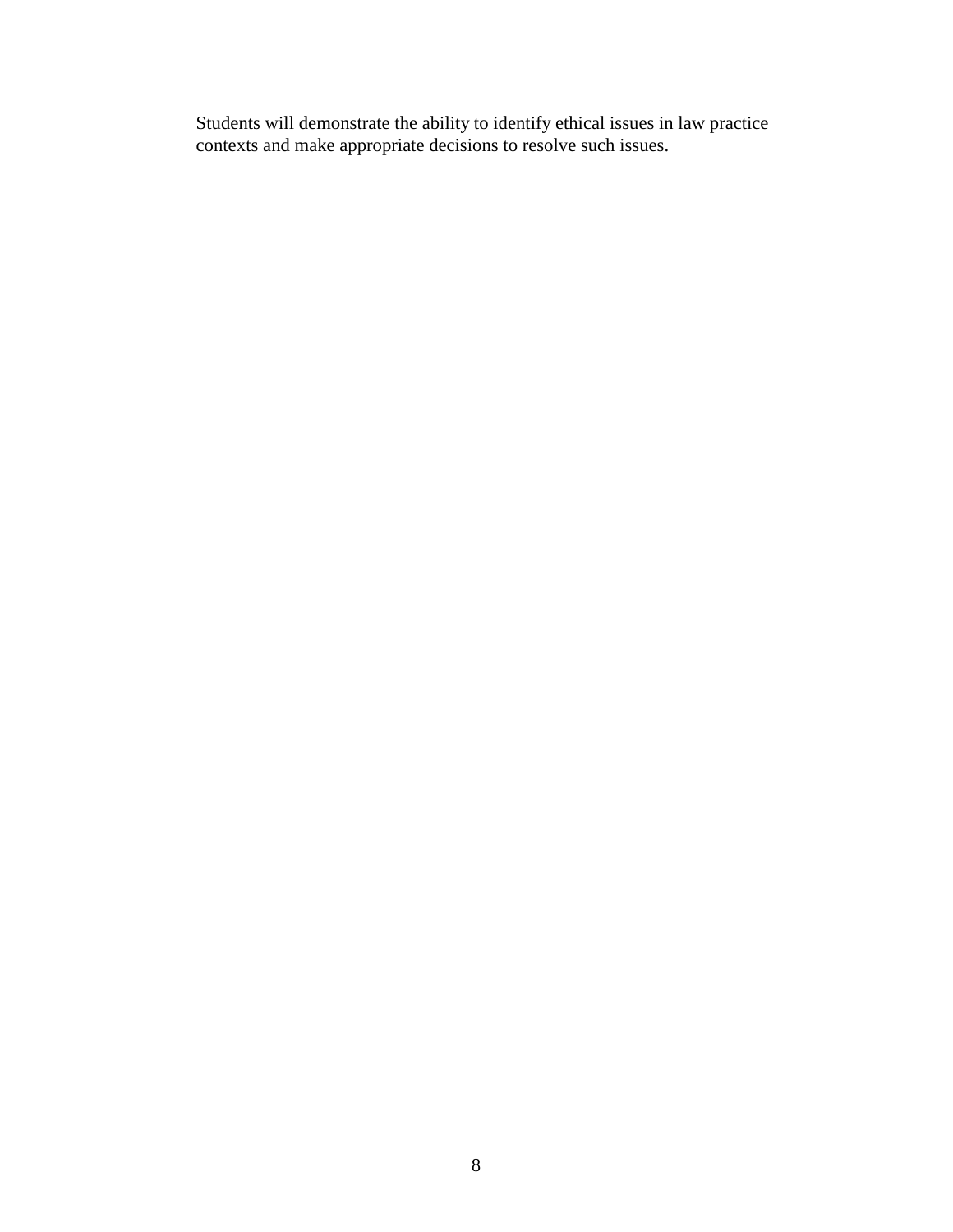Students will demonstrate the ability to identify ethical issues in law practice contexts and make appropriate decisions to resolve such issues.